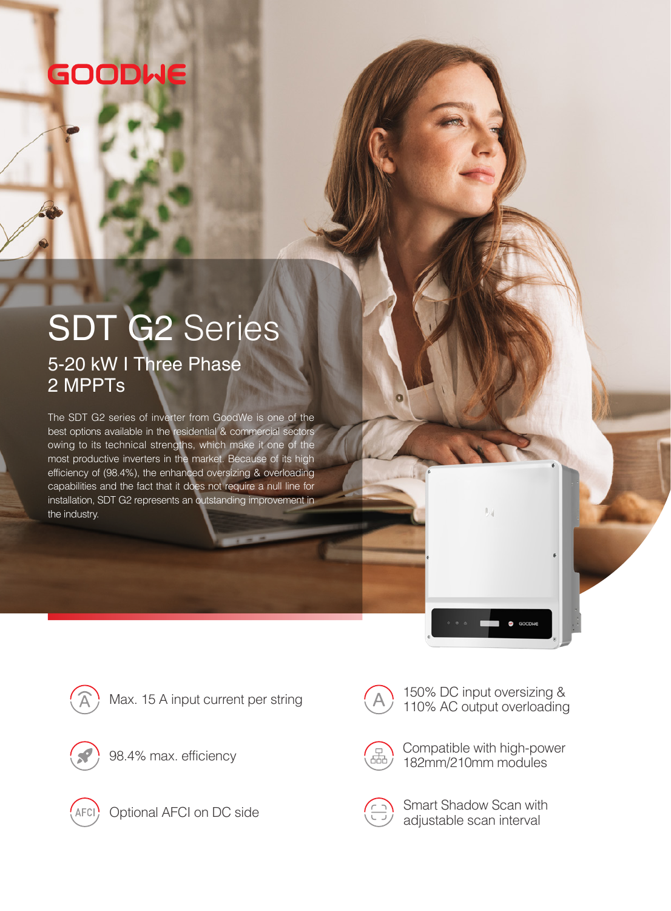GOODWE

# SDT G2 Series

## 5-20 kW I Three Phase
## 2 MPPTs

The SDT G2 series of inverter from GoodWe is one of the best options available in the residential & commercial sectors owing to its technical strengths, which make it one of the most productive inverters in the market. Because of its high efficiency of (98.4%), the enhanced oversizing & overloading capabilities and the fact that it does not require a null line for installation, SDT G2 represents an outstanding improvement in the industry.

- Max. 15 A input current per string
- 98.4% max. efficiency
- Optional AFCI on DC side
- 150% DC input oversizing & 110% AC output overloading
- Compatible with high-power 182mm/210mm modules
- Smart Shadow Scan with adjustable scan interval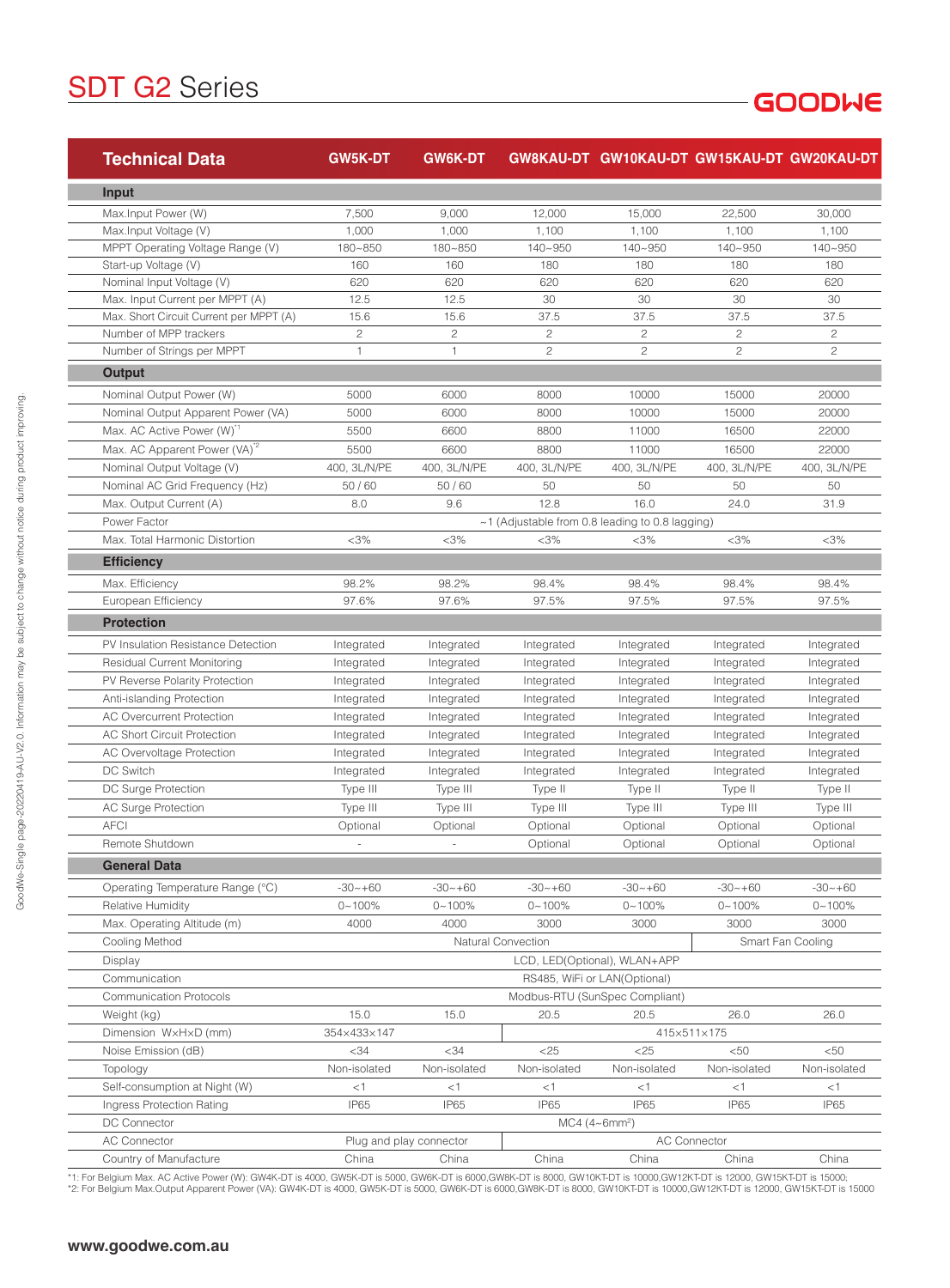# SDT G2 Series

GOODWE

| Technical Data | GW5K-DT | GW6K-DT | GW8KAU-DT | GW10KAU-DT | GW15KAU-DT | GW20KAU-DT |
|---|---|---|---|---|---|---|
| **Input** | | | | | | |
| Max.Input Power (W) | 7,500 | 9,000 | 12,000 | 15,000 | 22,500 | 30,000 |
| Max.Input Voltage (V) | 1,000 | 1,000 | 1,100 | 1,100 | 1,100 | 1,100 |
| MPPT Operating Voltage Range (V) | 180~850 | 180~850 | 140~950 | 140~950 | 140~950 | 140~950 |
| Start-up Voltage (V) | 160 | 160 | 180 | 180 | 180 | 180 |
| Nominal Input Voltage (V) | 620 | 620 | 620 | 620 | 620 | 620 |
| Max. Input Current per MPPT (A) | 12.5 | 12.5 | 30 | 30 | 30 | 30 |
| Max. Short Circuit Current per MPPT (A) | 15.6 | 15.6 | 37.5 | 37.5 | 37.5 | 37.5 |
| Number of MPP trackers | 2 | 2 | 2 | 2 | 2 | 2 |
| Number of Strings per MPPT | 1 | 1 | 2 | 2 | 2 | 2 |
| **Output** | | | | | | |
| Nominal Output Power (W) | 5000 | 6000 | 8000 | 10000 | 15000 | 20000 |
| Nominal Output Apparent Power (VA) | 5000 | 6000 | 8000 | 10000 | 15000 | 20000 |
| Max. AC Active Power (W)*1 | 5500 | 6600 | 8800 | 11000 | 16500 | 22000 |
| Max. AC Apparent Power (VA)*2 | 5500 | 6600 | 8800 | 11000 | 16500 | 22000 |
| Nominal Output Voltage (V) | 400, 3L/N/PE | 400, 3L/N/PE | 400, 3L/N/PE | 400, 3L/N/PE | 400, 3L/N/PE | 400, 3L/N/PE |
| Nominal AC Grid Frequency (Hz) | 50 / 60 | 50 / 60 | 50 | 50 | 50 | 50 |
| Max. Output Current (A) | 8.0 | 9.6 | 12.8 | 16.0 | 24.0 | 31.9 |
| Power Factor | ~1 (Adjustable from 0.8 leading to 0.8 lagging) | | | | | |
| Max. Total Harmonic Distortion | <3% | <3% | <3% | <3% | <3% | <3% |
| **Efficiency** | | | | | | |
| Max. Efficiency | 98.2% | 98.2% | 98.4% | 98.4% | 98.4% | 98.4% |
| European Efficiency | 97.6% | 97.6% | 97.5% | 97.5% | 97.5% | 97.5% |
| **Protection** | | | | | | |
| PV Insulation Resistance Detection | Integrated | Integrated | Integrated | Integrated | Integrated | Integrated |
| Residual Current Monitoring | Integrated | Integrated | Integrated | Integrated | Integrated | Integrated |
| PV Reverse Polarity Protection | Integrated | Integrated | Integrated | Integrated | Integrated | Integrated |
| Anti-islanding Protection | Integrated | Integrated | Integrated | Integrated | Integrated | Integrated |
| AC Overcurrent Protection | Integrated | Integrated | Integrated | Integrated | Integrated | Integrated |
| AC Short Circuit Protection | Integrated | Integrated | Integrated | Integrated | Integrated | Integrated |
| AC Overvoltage Protection | Integrated | Integrated | Integrated | Integrated | Integrated | Integrated |
| DC Switch | Integrated | Integrated | Integrated | Integrated | Integrated | Integrated |
| DC Surge Protection | Type III | Type III | Type II | Type II | Type II | Type II |
| AC Surge Protection | Type III | Type III | Type III | Type III | Type III | Type III |
| AFCI | Optional | Optional | Optional | Optional | Optional | Optional |
| Remote Shutdown | - | - | Optional | Optional | Optional | Optional |
| **General Data** | | | | | | |
| Operating Temperature Range (°C) | -30~+60 | -30~+60 | -30~+60 | -30~+60 | -30~+60 | -30~+60 |
| Relative Humidity | 0~100% | 0~100% | 0~100% | 0~100% | 0~100% | 0~100% |
| Max. Operating Altitude (m) | 4000 | 4000 | 3000 | 3000 | 3000 | 3000 |
| Cooling Method | Natural Convection | | | | Smart Fan Cooling | |
| Display | LCD, LED(Optional), WLAN+APP | | | | | |
| Communication | RS485, WiFi or LAN(Optional) | | | | | |
| Communication Protocols | Modbus-RTU (SunSpec Compliant) | | | | | |
| Weight (kg) | 15.0 | 15.0 | 20.5 | 20.5 | 26.0 | 26.0 |
| Dimension W×H×D (mm) | 354×433×147 | | 415×511×175 | | | |
| Noise Emission (dB) | <34 | <34 | <25 | <25 | <50 | <50 |
| Topology | Non-isolated | Non-isolated | Non-isolated | Non-isolated | Non-isolated | Non-isolated |
| Self-consumption at Night (W) | <1 | <1 | <1 | <1 | <1 | <1 |
| Ingress Protection Rating | IP65 | IP65 | IP65 | IP65 | IP65 | IP65 |
| DC Connector | MC4 (4~6mm²) | | | | | |
| AC Connector | Plug and play connector | | AC Connector | | | |
| Country of Manufacture | China | China | China | China | China | China |

*1: For Belgium Max. AC Active Power (W): GW4K-DT is 4000, GW5K-DT is 5000, GW6K-DT is 6000,GW8K-DT is 8000, GW10KT-DT is 10000,GW12KT-DT is 12000, GW15KT-DT is 15000;
*2: For Belgium Max.Output Apparent Power (VA): GW4K-DT is 4000, GW5K-DT is 5000, GW6K-DT is 6000,GW8K-DT is 8000, GW10KT-DT is 10000,GW12KT-DT is 12000, GW15KT-DT is 15000

GoodWe-Single page-20220419-AU-V2.0. Information may be subject to change without notice during product improving.

www.goodwe.com.au